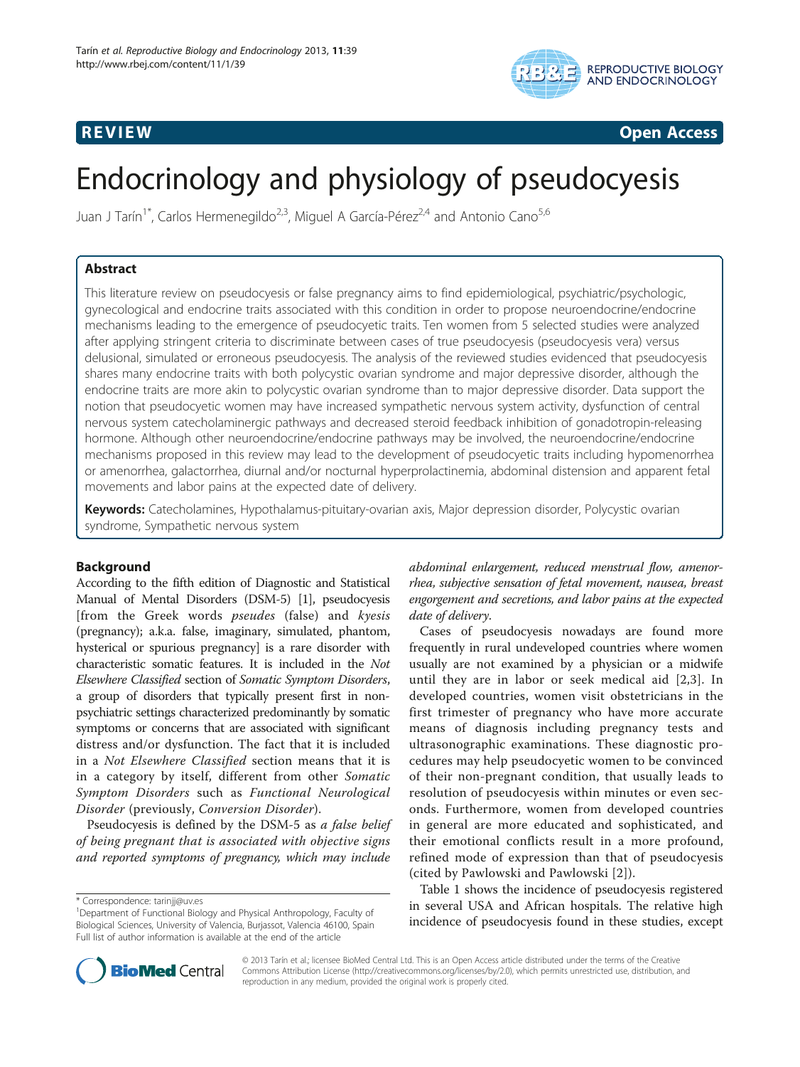REVIEW Open Access

# Endocrinology and physiology of pseudocyesis

Juan J Tarín[1*], Carlos Hermenegildo[2,3], Miguel A García-Pérez[2,4] and Antonio Cano[5,6]

## Abstract

This literature review on pseudocyesis or false pregnancy aims to find epidemiological, psychiatric/psychologic, gynecological and endocrine traits associated with this condition in order to propose neuroendocrine/endocrine mechanisms leading to the emergence of pseudocyetic traits. Ten women from 5 selected studies were analyzed after applying stringent criteria to discriminate between cases of true pseudocyesis (pseudocyesis vera) versus delusional, simulated or erroneous pseudocyesis. The analysis of the reviewed studies evidenced that pseudocyesis shares many endocrine traits with both polycystic ovarian syndrome and major depressive disorder, although the endocrine traits are more akin to polycystic ovarian syndrome than to major depressive disorder. Data support the notion that pseudocyetic women may have increased sympathetic nervous system activity, dysfunction of central nervous system catecholaminergic pathways and decreased steroid feedback inhibition of gonadotropin-releasing hormone. Although other neuroendocrine/endocrine pathways may be involved, the neuroendocrine/endocrine mechanisms proposed in this review may lead to the development of pseudocyetic traits including hypomenorrhea or amenorrhea, galactorrhea, diurnal and/or nocturnal hyperprolactinemia, abdominal distension and apparent fetal movements and labor pains at the expected date of delivery.

**Keywords:** Catecholamines, Hypothalamus-pituitary-ovarian axis, Major depression disorder, Polycystic ovarian syndrome, Sympathetic nervous system

## Background

According to the fifth edition of Diagnostic and Statistical Manual of Mental Disorders (DSM-5) [1], pseudocyesis [from the Greek words *pseudes* (false) and *kyesis* (pregnancy); a.k.a. false, imaginary, simulated, phantom, hysterical or spurious pregnancy] is a rare disorder with characteristic somatic features. It is included in the *Not Elsewhere Classified* section of *Somatic Symptom Disorders*, a group of disorders that typically present first in non-psychiatric settings characterized predominantly by somatic symptoms or concerns that are associated with significant distress and/or dysfunction. The fact that it is included in a *Not Elsewhere Classified* section means that it is in a category by itself, different from other *Somatic Symptom Disorders* such as *Functional Neurological Disorder* (previously, *Conversion Disorder*).

Pseudocyesis is defined by the DSM-5 as *a false belief of being pregnant that is associated with objective signs and reported symptoms of pregnancy, which may include abdominal enlargement, reduced menstrual flow, amenorrhea, subjective sensation of fetal movement, nausea, breast engorgement and secretions, and labor pains at the expected date of delivery*.

Cases of pseudocyesis nowadays are found more frequently in rural undeveloped countries where women usually are not examined by a physician or a midwife until they are in labor or seek medical aid [2,3]. In developed countries, women visit obstetricians in the first trimester of pregnancy who have more accurate means of diagnosis including pregnancy tests and ultrasonographic examinations. These diagnostic procedures may help pseudocyetic women to be convinced of their non-pregnant condition, that usually leads to resolution of pseudocyesis within minutes or even seconds. Furthermore, women from developed countries in general are more educated and sophisticated, and their emotional conflicts result in a more profound, refined mode of expression than that of pseudocyesis (cited by Pawlowski and Pawlowski [2]).

Table 1 shows the incidence of pseudocyesis registered in several USA and African hospitals. The relative high incidence of pseudocyesis found in these studies, except

\* Correspondence: tarinjj@uv.es
[1]Department of Functional Biology and Physical Anthropology, Faculty of Biological Sciences, University of Valencia, Burjassot, Valencia 46100, Spain
Full list of author information is available at the end of the article

© 2013 Tarín et al.; licensee BioMed Central Ltd. This is an Open Access article distributed under the terms of the Creative Commons Attribution License (http://creativecommons.org/licenses/by/2.0), which permits unrestricted use, distribution, and reproduction in any medium, provided the original work is properly cited.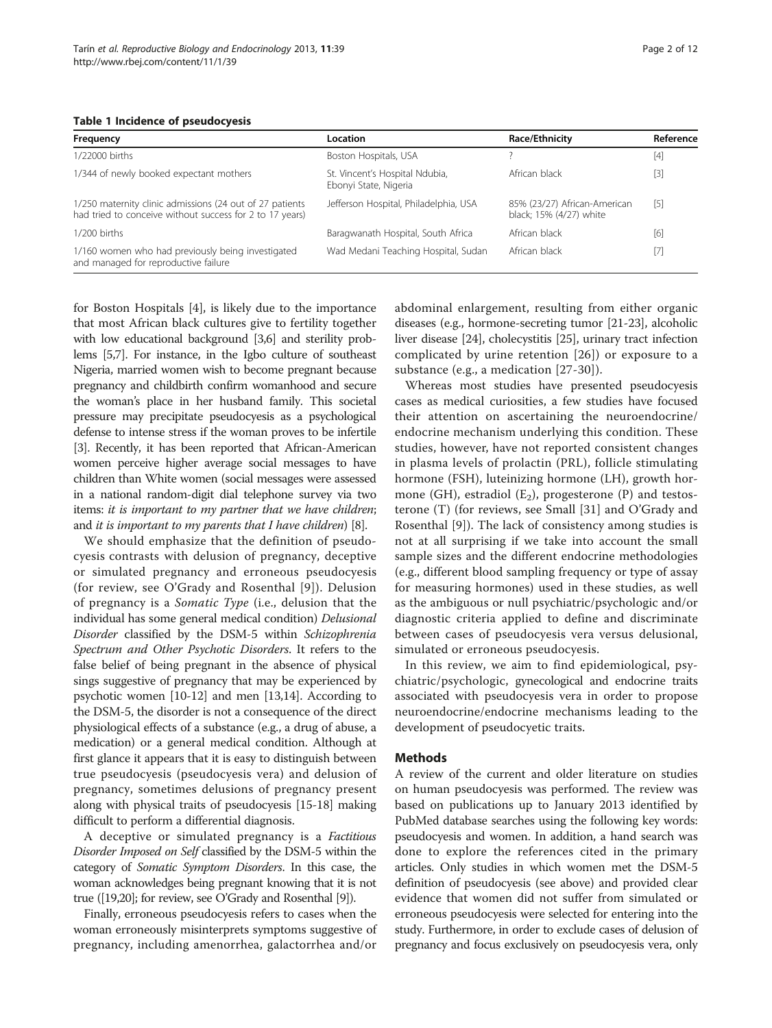**Table 1 Incidence of pseudocyesis**

| Frequency | Location | Race/Ethnicity | Reference |
|---|---|---|---|
| 1/22000 births | Boston Hospitals, USA | ? | [4] |
| 1/344 of newly booked expectant mothers | St. Vincent's Hospital Ndubia, Ebonyi State, Nigeria | African black | [3] |
| 1/250 maternity clinic admissions (24 out of 27 patients had tried to conceive without success for 2 to 17 years) | Jefferson Hospital, Philadelphia, USA | 85% (23/27) African-American black; 15% (4/27) white | [5] |
| 1/200 births | Baragwanath Hospital, South Africa | African black | [6] |
| 1/160 women who had previously being investigated and managed for reproductive failure | Wad Medani Teaching Hospital, Sudan | African black | [7] |

for Boston Hospitals [4], is likely due to the importance that most African black cultures give to fertility together with low educational background [3,6] and sterility problems [5,7]. For instance, in the Igbo culture of southeast Nigeria, married women wish to become pregnant because pregnancy and childbirth confirm womanhood and secure the woman's place in her husband family. This societal pressure may precipitate pseudocyesis as a psychological defense to intense stress if the woman proves to be infertile [3]. Recently, it has been reported that African-American women perceive higher average social messages to have children than White women (social messages were assessed in a national random-digit dial telephone survey via two items: *it is important to my partner that we have children*; and *it is important to my parents that I have children*) [8].

We should emphasize that the definition of pseudocyesis contrasts with delusion of pregnancy, deceptive or simulated pregnancy and erroneous pseudocyesis (for review, see O'Grady and Rosenthal [9]). Delusion of pregnancy is a *Somatic Type* (i.e., delusion that the individual has some general medical condition) *Delusional Disorder* classified by the DSM-5 within *Schizophrenia Spectrum and Other Psychotic Disorders*. It refers to the false belief of being pregnant in the absence of physical sings suggestive of pregnancy that may be experienced by psychotic women [10-12] and men [13,14]. According to the DSM-5, the disorder is not a consequence of the direct physiological effects of a substance (e.g., a drug of abuse, a medication) or a general medical condition. Although at first glance it appears that it is easy to distinguish between true pseudocyesis (pseudocyesis vera) and delusion of pregnancy, sometimes delusions of pregnancy present along with physical traits of pseudocyesis [15-18] making difficult to perform a differential diagnosis.

A deceptive or simulated pregnancy is a *Factitious Disorder Imposed on Self* classified by the DSM-5 within the category of *Somatic Symptom Disorders*. In this case, the woman acknowledges being pregnant knowing that it is not true ([19,20]; for review, see O'Grady and Rosenthal [9]).

Finally, erroneous pseudocyesis refers to cases when the woman erroneously misinterprets symptoms suggestive of pregnancy, including amenorrhea, galactorrhea and/or abdominal enlargement, resulting from either organic diseases (e.g., hormone-secreting tumor [21-23], alcoholic liver disease [24], cholecystitis [25], urinary tract infection complicated by urine retention [26]) or exposure to a substance (e.g., a medication [27-30]).

Whereas most studies have presented pseudocyesis cases as medical curiosities, a few studies have focused their attention on ascertaining the neuroendocrine/endocrine mechanism underlying this condition. These studies, however, have not reported consistent changes in plasma levels of prolactin (PRL), follicle stimulating hormone (FSH), luteinizing hormone (LH), growth hormone (GH), estradiol ($E_2$), progesterone (P) and testosterone (T) (for reviews, see Small [31] and O'Grady and Rosenthal [9]). The lack of consistency among studies is not at all surprising if we take into account the small sample sizes and the different endocrine methodologies (e.g., different blood sampling frequency or type of assay for measuring hormones) used in these studies, as well as the ambiguous or null psychiatric/psychologic and/or diagnostic criteria applied to define and discriminate between cases of pseudocyesis vera versus delusional, simulated or erroneous pseudocyesis.

In this review, we aim to find epidemiological, psychiatric/psychologic, gynecological and endocrine traits associated with pseudocyesis vera in order to propose neuroendocrine/endocrine mechanisms leading to the development of pseudocyetic traits.

## Methods

A review of the current and older literature on studies on human pseudocyesis was performed. The review was based on publications up to January 2013 identified by PubMed database searches using the following key words: pseudocyesis and women. In addition, a hand search was done to explore the references cited in the primary articles. Only studies in which women met the DSM-5 definition of pseudocyesis (see above) and provided clear evidence that women did not suffer from simulated or erroneous pseudocyesis were selected for entering into the study. Furthermore, in order to exclude cases of delusion of pregnancy and focus exclusively on pseudocyesis vera, only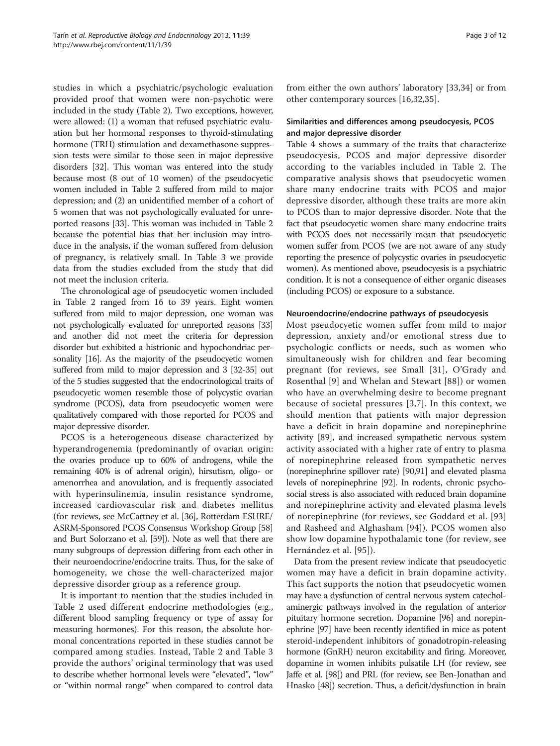studies in which a psychiatric/psychologic evaluation provided proof that women were non-psychotic were included in the study (Table 2). Two exceptions, however, were allowed: (1) a woman that refused psychiatric evaluation but her hormonal responses to thyroid-stimulating hormone (TRH) stimulation and dexamethasone suppression tests were similar to those seen in major depressive disorders [32]. This woman was entered into the study because most (8 out of 10 women) of the pseudocyetic women included in Table 2 suffered from mild to major depression; and (2) an unidentified member of a cohort of 5 women that was not psychologically evaluated for unreported reasons [33]. This woman was included in Table 2 because the potential bias that her inclusion may introduce in the analysis, if the woman suffered from delusion of pregnancy, is relatively small. In Table 3 we provide data from the studies excluded from the study that did not meet the inclusion criteria.

The chronological age of pseudocyetic women included in Table 2 ranged from 16 to 39 years. Eight women suffered from mild to major depression, one woman was not psychologically evaluated for unreported reasons [33] and another did not meet the criteria for depression disorder but exhibited a histrionic and hypochondriac personality [16]. As the majority of the pseudocyetic women suffered from mild to major depression and 3 [32-35] out of the 5 studies suggested that the endocrinological traits of pseudocyetic women resemble those of polycystic ovarian syndrome (PCOS), data from pseudocyetic women were qualitatively compared with those reported for PCOS and major depressive disorder.

PCOS is a heterogeneous disease characterized by hyperandrogenemia (predominantly of ovarian origin: the ovaries produce up to 60% of androgens, while the remaining 40% is of adrenal origin), hirsutism, oligo- or amenorrhea and anovulation, and is frequently associated with hyperinsulinemia, insulin resistance syndrome, increased cardiovascular risk and diabetes mellitus (for reviews, see McCartney et al. [36], Rotterdam ESHRE/ASRM-Sponsored PCOS Consensus Workshop Group [58] and Burt Solorzano et al. [59]). Note as well that there are many subgroups of depression differing from each other in their neuroendocrine/endocrine traits. Thus, for the sake of homogeneity, we chose the well-characterized major depressive disorder group as a reference group.

It is important to mention that the studies included in Table 2 used different endocrine methodologies (e.g., different blood sampling frequency or type of assay for measuring hormones). For this reason, the absolute hormonal concentrations reported in these studies cannot be compared among studies. Instead, Table 2 and Table 3 provide the authors' original terminology that was used to describe whether hormonal levels were "elevated", "low" or "within normal range" when compared to control data from either the own authors' laboratory [33,34] or from other contemporary sources [16,32,35].

### Similarities and differences among pseudocyesis, PCOS and major depressive disorder

Table 4 shows a summary of the traits that characterize pseudocyesis, PCOS and major depressive disorder according to the variables included in Table 2. The comparative analysis shows that pseudocyetic women share many endocrine traits with PCOS and major depressive disorder, although these traits are more akin to PCOS than to major depressive disorder. Note that the fact that pseudocyetic women share many endocrine traits with PCOS does not necessarily mean that pseudocyetic women suffer from PCOS (we are not aware of any study reporting the presence of polycystic ovaries in pseudocyetic women). As mentioned above, pseudocyesis is a psychiatric condition. It is not a consequence of either organic diseases (including PCOS) or exposure to a substance.

### Neuroendocrine/endocrine pathways of pseudocyesis

Most pseudocyetic women suffer from mild to major depression, anxiety and/or emotional stress due to psychologic conflicts or needs, such as women who simultaneously wish for children and fear becoming pregnant (for reviews, see Small [31], O'Grady and Rosenthal [9] and Whelan and Stewart [88]) or women who have an overwhelming desire to become pregnant because of societal pressures [3,7]. In this context, we should mention that patients with major depression have a deficit in brain dopamine and norepinephrine activity [89], and increased sympathetic nervous system activity associated with a higher rate of entry to plasma of norepinephrine released from sympathetic nerves (norepinephrine spillover rate) [90,91] and elevated plasma levels of norepinephrine [92]. In rodents, chronic psychosocial stress is also associated with reduced brain dopamine and norepinephrine activity and elevated plasma levels of norepinephrine (for reviews, see Goddard et al. [93] and Rasheed and Alghasham [94]). PCOS women also show low dopamine hypothalamic tone (for review, see Hernández et al. [95]).

Data from the present review indicate that pseudocyetic women may have a deficit in brain dopamine activity. This fact supports the notion that pseudocyetic women may have a dysfunction of central nervous system catecholaminergic pathways involved in the regulation of anterior pituitary hormone secretion. Dopamine [96] and norepinephrine [97] have been recently identified in mice as potent steroid-independent inhibitors of gonadotropin-releasing hormone (GnRH) neuron excitability and firing. Moreover, dopamine in women inhibits pulsatile LH (for review, see Jaffe et al. [98]) and PRL (for review, see Ben-Jonathan and Hnasko [48]) secretion. Thus, a deficit/dysfunction in brain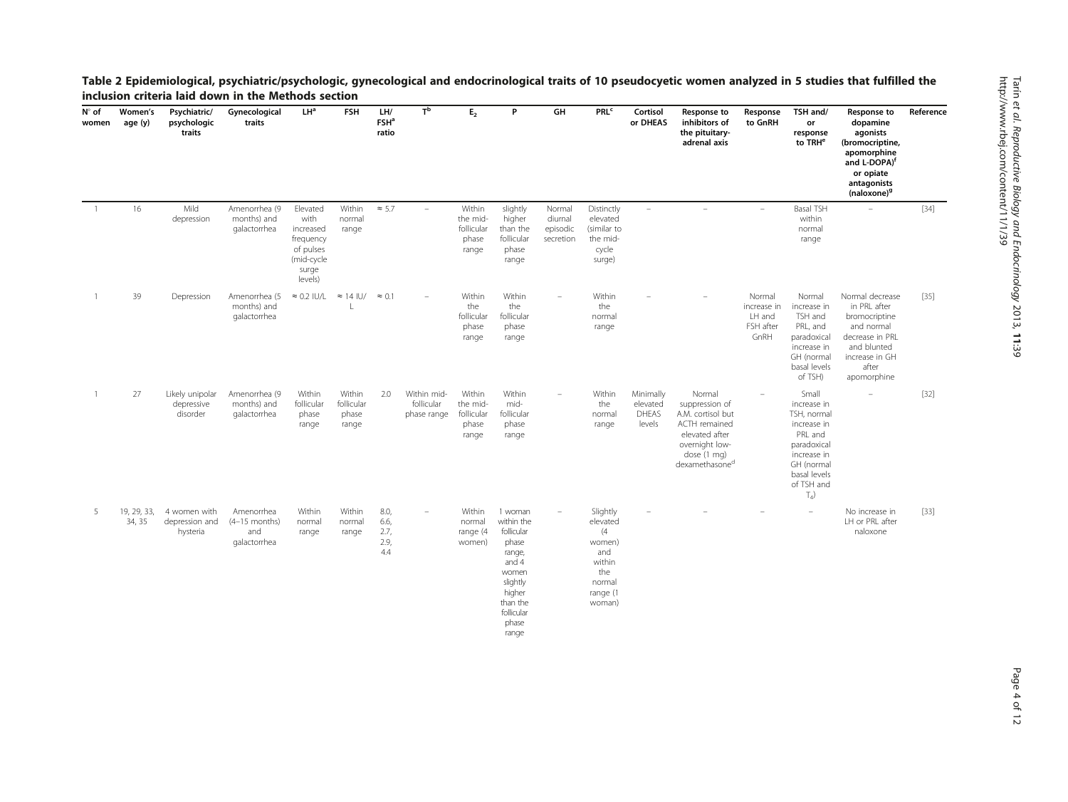**Table 2 Epidemiological, psychiatric/psychologic, gynecological and endocrinological traits of 10 pseudocyetic women analyzed in 5 studies that fulfilled the inclusion criteria laid down in the Methods section**

| N° of women | Women's age (y) | Psychiatric/ psychologic traits | Gynecological traits | LH[a] | FSH | LH/ FSH[a] ratio | T[b] | $E_2$ | P | GH | PRL[c] | Cortisol or DHEAS | Response to inhibitors of the pituitary-adrenal axis | Response to GnRH | TSH and/ or response to TRH[e] | Response to dopamine agonists (bromocriptine, apomorphine and L-DOPA)[f] or opiate antagonists (naloxone)[g] | Reference |
|---|---|---|---|---|---|---|---|---|---|---|---|---|---|---|---|---|---|
| 1 | 16 | Mild depression | Amenorrhea (9 months) and galactorrhea | Elevated with increased frequency of pulses (mid-cycle surge levels) | Within normal range | ≈ 5.7 | – | Within the mid-follicular phase range | slightly higher than the follicular phase range | Normal diurnal episodic secretion | Distinctly elevated (similar to the mid-cycle surge) | – | – | – | Basal TSH within normal range | – | [34] |
| 1 | 39 | Depression | Amenorrhea (5 months) and galactorrhea | ≈ 0.2 IU/L | ≈ 14 IU/ L | ≈ 0.1 | – | Within the follicular phase range | Within the follicular phase range | – | Within the normal range | – | – | Normal increase in LH and FSH after GnRH | Normal increase in TSH and PRL, and paradoxical increase in GH (normal basal levels of TSH) | Normal decrease in PRL after bromocriptine and normal decrease in PRL and blunted increase in GH after apomorphine | [35] |
| 1 | 27 | Likely unipolar depressive disorder | Amenorrhea (9 months) and galactorrhea | Within follicular phase range | Within follicular phase range | 2.0 | Within mid-follicular phase range | Within the mid-follicular phase range | Within mid-follicular phase range | – | Within the normal range | Minimally elevated DHEAS levels | Normal suppression of A.M. cortisol but ACTH remained elevated after overnight low-dose (1 mg) dexamethasone[d] | – | Small increase in TSH, normal increase in PRL and paradoxical increase in GH (normal basal levels of TSH and $T_4$) | – | [32] |
| 5 | 19, 29, 33, 34, 35 | 4 women with depression and hysteria | Amenorrhea (4–15 months) and galactorrhea | Within normal range | Within normal range | 8.0, 6.6, 2.7, 2.9, 4.4 | – | Within normal range (4 women) | 1 woman within the follicular phase range, and 4 women slightly higher than the follicular phase range | – | Slightly elevated (4 women) and within the normal range (1 woman) | – | – | – | – | No increase in LH or PRL after naloxone | [33] |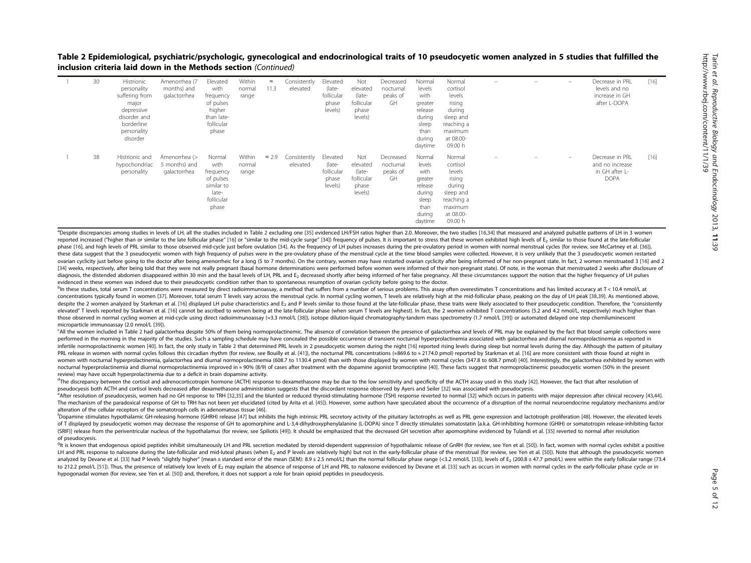**Table 2 Epidemiological, psychiatric/psychologic, gynecological and endocrinological traits of 10 pseudocyetic women analyzed in 5 studies that fulfilled the inclusion criteria laid down in the Methods section** *(Continued)*

| | | | | | | | | | | | | | | | | | |
|---|---|---|---|---|---|---|---|---|---|---|---|---|---|---|---|---|---|
| 1 | 30 | Histrionic personality suffering from major depressive disorder and borderline personality disorder | Amenorrhea (7 months) and galactorrhea | Elevated with frequency of pulses higher than late-follicular phase | Within normal range | ≈ 11.3 | Consistently elevated | Elevated (late-follicular phase levels) | Not elevated (late-follicular phase levels) | Decreased nocturnal peaks of GH | Normal levels with greater release during sleep than during daytime | Normal cortisol levels rising during sleep and reaching a maximum at 08.00-09.00 h | – | – | – | Decrease in PRL levels and no increase in GH after L-DOPA | [16] |
| 1 | 38 | Histrionic and hypochondriac personality | Amenorrhea (> 5 months) and galactorrhea | Normal with frequency of pulses similar to late-follicular phase | Within normal range | ≈ 2.9 | Consistently elevated | Elevated (late-follicular phase levels) | Not elevated (late-follicular phase levels) | Decreased nocturnal peaks of GH | Normal levels with greater release during sleep than during daytime | Normal cortisol levels rising during sleep and reaching a maximum at 08.00-09.00 h | – | – | – | Decrease in PRL and no increase in GH after L-DOPA | [16] |

[a]Despite discrepancies among studies in levels of LH, all the studies included in Table 2 excluding one [35] evidenced LH/FSH ratios higher than 2.0. Moreover, the two studies [16,34] that measured and analyzed pulsatile patterns of LH in 3 women reported increased ("higher than or similar to the late follicular phase" [16] or "similar to the mid-cycle surge" [34]) frequency of pulses. It is important to stress that these women exhibited high levels of $E_2$ similar to those found at the late-follicular phase [16], and high levels of PRL similar to those observed mid-cycle just before ovulation [34]. As the frequency of LH pulses increases during the pre-ovulatory period in women with normal menstrual cycles (for review, see McCartney et al. [36]), these data suggest that the 3 pseudocyetic women with high frequency of pulses were in the pre-ovulatory phase of the menstrual cycle at the time blood samples were collected. However, it is very unlikely that the 3 pseudocyetic women restarted ovarian cyclicity just before going to the doctor after being amenorrheic for a long (5 to 7 months). On the contrary, women may have restarted ovarian cyclicity after being informed of her non-pregnant state. In fact, 2 women menstruated 3 [16] and 2 [34] weeks, respectively, after being told that they were not really pregnant (basal hormone determinations were performed before women were informed of their non-pregnant state). Of note, in the woman that menstruated 2 weeks after disclosure of diagnosis, the distended abdomen disappeared within 30 min and the basal levels of LH, PRL and $E_2$ decreased shortly after being informed of her false pregnancy. All these circumstances support the notion that the higher frequency of LH pulses evidenced in these women was indeed due to their pseudocyetic condition rather than to spontaneous resumption of ovarian cyclicity before going to the doctor.

[b]In these studies, total serum T concentrations were measured by direct radioimmunoassay, a method that suffers from a number of serious problems. This assay often overestimates T concentrations and has limited accuracy at T < 10.4 nmol/L at concentrations typically found in women [37]. Moreover, total serum T levels vary across the menstrual cycle. In normal cycling women, T levels are relatively high at the mid-follicular phase, peaking on the day of LH peak [38,39]. As mentioned above, despite the 2 women analyzed by Starkman et al. [16] displayed LH pulse characteristics and $E_2$ and P levels similar to those found at the late-follicular phase, these traits were likely associated to their pseudocyetic condition. Therefore, the "consistently elevated" T levels reported by Starkman et al. [16] cannot be ascribed to women being at the late-follicular phase (when serum T levels are highest). In fact, the 2 women exhibited T concentrations (5.2 and 4.2 nmol/L, respectively) much higher than those observed in normal cycling women at mid-cycle using direct radioimmunoassay (≈3.3 nmol/L [38]), isotope dilution-liquid chromatography-tandem mass spectrometry (1.7 nmol/L [39]) or automated delayed one step chemiluminescent microparticle immunoassay (2.0 nmol/L [39]).

[c]All the women included in Table 2 had galactorrhea despite 50% of them being normoprolactinemic. The absence of correlation between the presence of galactorrhea and levels of PRL may be explained by the fact that blood sample collections were performed in the morning in the majority of the studies. Such a sampling schedule may have concealed the possible occurrence of transient nocturnal hyperprolactinemia associated with galactorrhea and diurnal normoprolactinemia as reported in infertile normoprolactinemic women [40]. In fact, the only study in Table 2 that determined PRL levels in 2 pseudocyetic women during the night [16] reported rising levels during sleep but normal levels during the day. Although the pattern of pituitary PRL release in women with normal cycles follows this circadian rhythm (for review, see Bouilly et al. [41]), the nocturnal PRL concentrations (≈869.6 to ≈ 2174.0 pmol) reported by Starkman et al. [16] are more consistent with those found at night in women with nocturnal hyperprolactinemia, galactorrhea and diurnal normoprolactinemia (608.7 to 1130.4 pmol) than with those displayed by women with normal cycles (347.8 to 608.7 pmol) [40]. Interestingly, the galactorrhea exhibited by women with nocturnal hyperprolactinemia and diurnal normoprolactinemia improved in ≈ 90% (8/9) of cases after treatment with the dopamine agonist bromocriptine [40]. These facts suggest that normoprolactinemic pseudocyetic women (50% in the present review) may have occult hyperprolactinemia due to a deficit in brain dopamine activity.

[d]The discrepancy between the cortisol and adrenocorticotropin hormone (ACTH) response to dexamethasone may be due to the low sensitivity and specificity of the ACTH assay used in this study [42]. However, the fact that after resolution of pseudocyesis both ACTH and cortisol levels decreased after dexamethasone administration suggests that the discordant response observed by Ayers and Seiler [32] was associated with pseudocyesis.

[e]After resolution of pseudocyesis, women had no GH response to TRH [32,35] and the blunted or reduced thyroid-stimulating hormone (TSH) response reverted to normal [32] which occurs in patients with major depression after clinical recovery [43,44]. The mechanism of the paradoxical response of GH to TRH has not been yet elucidated (cited by Arita et al. [45]). However, some authors have speculated about the occurrence of a disruption of the normal neuroendocrine regulatory mechanisms and/or alteration of the cellular receptors of the somatotroph cells in adenomatous tissue [46].

[f]Dopamine stimulates hypothalamic GH-releasing hormone (GHRH) release [47] but inhibits the high intrinsic PRL secretory activity of the pituitary lactotrophs as well as PRL gene expression and lactotroph proliferation [48]. However, the elevated levels of T displayed by pseudocyetic women may decrease the response of GH to apomorphine and L-3,4-dihydroxyphenylalanine (L-DOPA) since T directly stimulates somatostatin [a.k.a. GH-inhibiting hormone (GHIH) or somatotropin release-inhibiting factor (SRIF)] release from the periventricular nucleus of the hypothalamus (for review, see Spiliotis [49]). It should be emphasized that the decreased GH secretion after apomorphine evidenced by Tulandi et al. [35] reverted to normal after resolution of pseudocyesis.

[g]It is known that endogenous opioid peptides inhibit simultaneously LH and PRL secretion mediated by steroid-dependent suppression of hypothalamic release of GnRH (for review, see Yen et al. [50]). In fact, women with normal cycles exhibit a positive LH and PRL response to naloxone during the late-follicular and mid-luteal phases (when $E_2$ and P levels are relatively high) but not in the early-follicular phase of the menstrual (for review, see Yen et al. [50]). Note that although the pseudocyetic women analyzed by Devane et al. [33] had P levels "slightly higher" [mean ± standard error of the mean (SEM): 8.9 ± 2.5 nmol/L] than the normal follicular phase range (<3.2 nmol/L [33]), levels of $E_2$ (200.8 ± 47.7 pmol/L) were within the early follicular range (73.4 to 212.2 pmol/L [51]). Thus, the presence of relatively low levels of $E_2$ may explain the absence of response of LH and PRL to naloxone evidenced by Devane et al. [33] such as occurs in women with normal cycles in the early-follicular phase cycle or in hypogonadal women (for review, see Yen et al. [50]) and, therefore, it does not support a role for brain opioid peptides in pseudocyesis.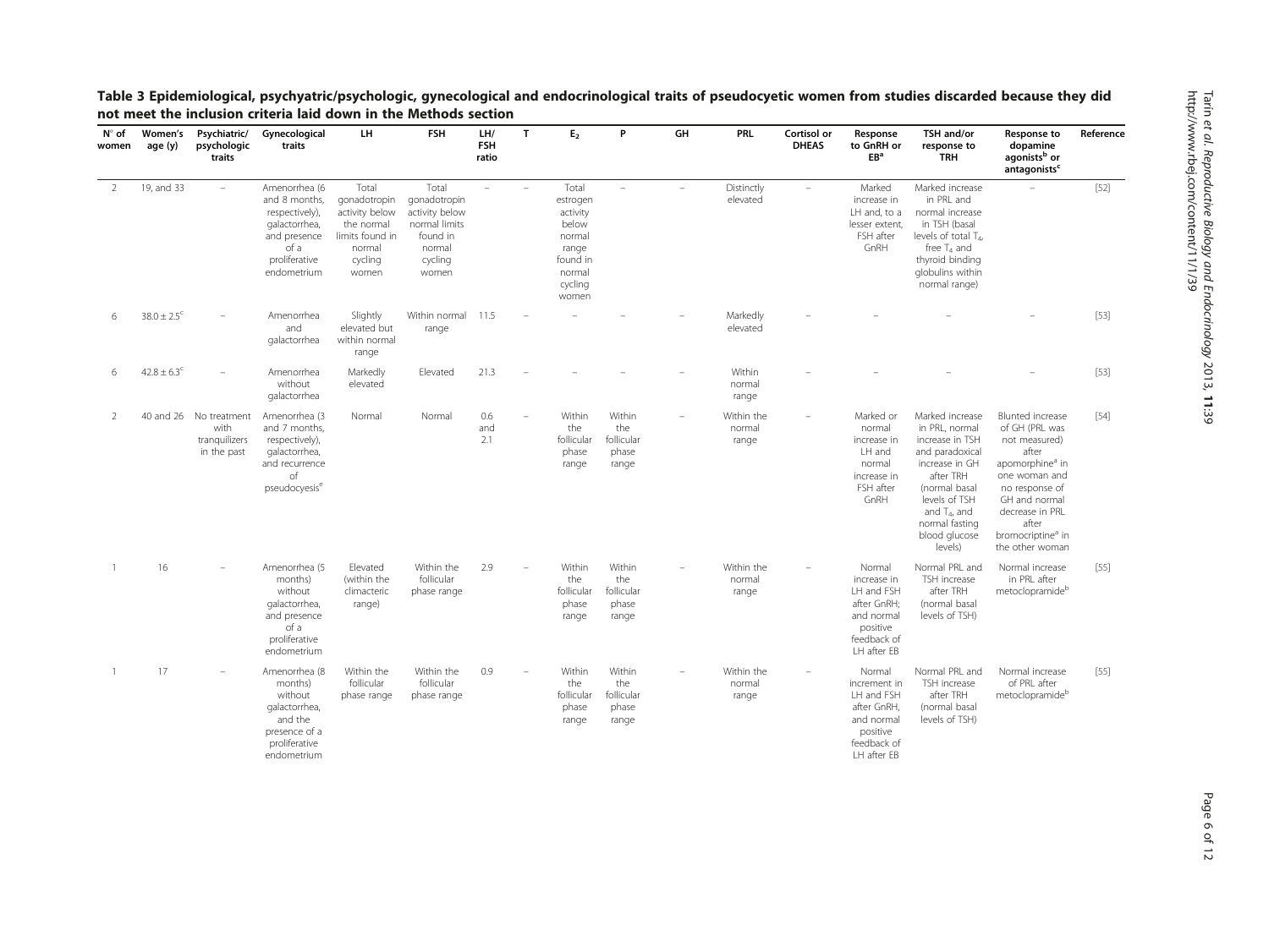**Table 3 Epidemiological, psychyatric/psychologic, gynecological and endocrinological traits of pseudocyetic women from studies discarded because they did not meet the inclusion criteria laid down in the Methods section**

| N° of women | Women's age (y) | Psychiatric/ psychologic traits | Gynecological traits | LH | FSH | LH/ FSH ratio | T | $E_2$ | P | GH | PRL | Cortisol or DHEAS | Response to GnRH or EB[a] | TSH and/or response to TRH | Response to dopamine agonists[b] or antagonists[c] | Reference |
|---|---|---|---|---|---|---|---|---|---|---|---|---|---|---|---|---|
| 2 | 19, and 33 | – | Amenorrhea (6 and 8 months, respectively), galactorrhea, and presence of a proliferative endometrium | Total gonadotropin activity below the normal limits found in normal cycling women | Total gonadotropin activity below normal limits found in normal cycling women | – | – | Total estrogen activity below normal range found in normal cycling women | – | – | Distinctly elevated | – | Marked increase in LH and, to a lesser extent, FSH after GnRH | Marked increase in PRL and normal increase in TSH (basal levels of total $T_4$, free $T_4$ and thyroid binding globulins within normal range) | – | [52] |
| 6 | $38.0 \pm 2.5$[c] | – | Amenorrhea and galactorrhea | Slightly elevated but within normal range | Within normal range | 11.5 | – | – | – | – | Markedly elevated | – | – | – | – | [53] |
| 6 | $42.8 \pm 6.3$[c] | – | Amenorrhea without galactorrhea | Markedly elevated | Elevated | 21.3 | – | – | – | – | Within normal range | – | – | – | – | [53] |
| 2 | 40 and 26 | No treatment with tranquilizers in the past | Amenorrhea (3 and 7 months, respectively), galactorrhea, and recurrence of pseudocyesis[e] | Normal | Normal | 0.6 and 2.1 | – | Within the follicular phase range | Within the follicular phase range | – | Within the normal range | – | Marked or normal increase in LH and normal increase in FSH after GnRH | Marked increase in PRL, normal increase in TSH and paradoxical increase in GH after TRH (normal basal levels of TSH and $T_4$, and normal fasting blood glucose levels) | Blunted increase of GH (PRL was not measured) after apomorphine[a] in one woman and no response of GH and normal decrease in PRL after bromocriptine[a] in the other woman | [54] |
| 1 | 16 | – | Amenorrhea (5 months) without galactorrhea, and presence of a proliferative endometrium | Elevated (within the climacteric range) | Within the follicular phase range | 2.9 | – | Within the follicular phase range | Within the follicular phase range | – | Within the normal range | – | Normal increase in LH and FSH after GnRH; and normal positive feedback of LH after EB | Normal PRL and TSH increase after TRH (normal basal levels of TSH) | Normal increase in PRL after metoclopramide[b] | [55] |
| 1 | 17 | – | Amenorrhea (8 months) without galactorrhea, and the presence of a proliferative endometrium | Within the follicular phase range | Within the follicular phase range | 0.9 | – | Within the follicular phase range | Within the follicular phase range | – | Within the normal range | – | Normal increment in LH and FSH after GnRH, and normal positive feedback of LH after EB | Normal PRL and TSH increase after TRH (normal basal levels of TSH) | Normal increase of PRL after metoclopramide[b] | [55] |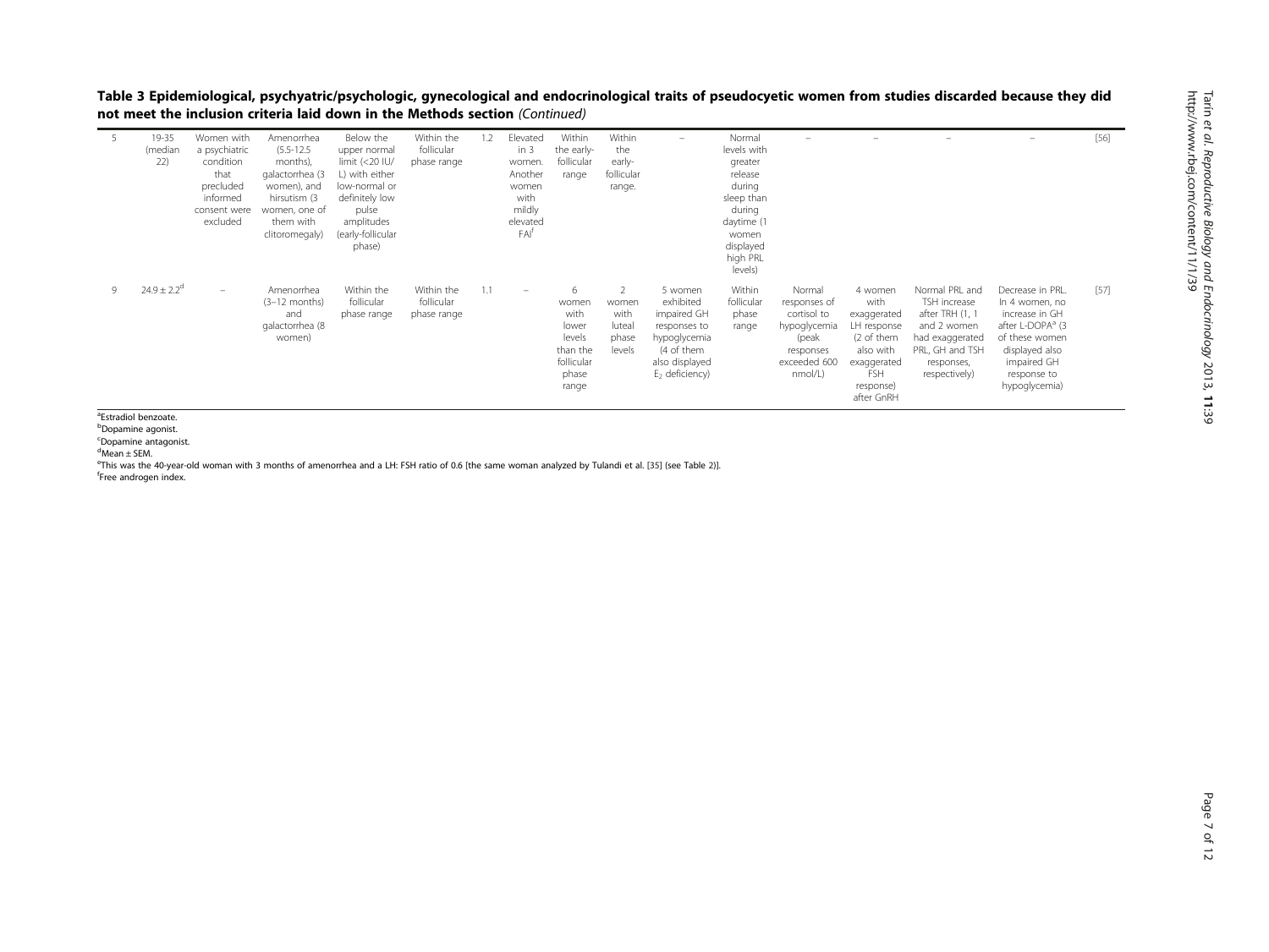**Table 3 Epidemiological, psychyatric/psychologic, gynecological and endocrinological traits of pseudocyetic women from studies discarded because they did not meet the inclusion criteria laid down in the Methods section** *(Continued)*

| | | | | | | | | | | | | | | | | |
|---|---|---|---|---|---|---|---|---|---|---|---|---|---|---|---|---|
| 5 | 19-35 (median 22) | Women with a psychiatric condition that precluded informed consent were excluded | Amenorrhea (5.5-12.5 months), galactorrhea (3 women), and hirsutism (3 women, one of them with clitoromegaly) | Below the upper normal limit (<20 IU/L) with either low-normal or definitely low pulse amplitudes (early-follicular phase) | Within the follicular phase range | 1.2 | Elevated in 3 women. Another women with mildly elevated FAI[f] | Within the early-follicular range | Within the early-follicular range. | – | Normal levels with greater release during sleep than during daytime (1 women displayed high PRL levels) | – | – | – | – | [56] |
| 9 | $24.9 \pm 2.2$[d] | – | Amenorrhea (3–12 months) and galactorrhea (8 women) | Within the follicular phase range | Within the follicular phase range | 1.1 | – | 6 women with lower levels than the follicular phase range | 2 women with luteal phase levels | 5 women exhibited impaired GH responses to hypoglycemia (4 of them also displayed $E_2$ deficiency) | Within follicular phase range | Normal responses of cortisol to hypoglycemia (peak responses exceeded 600 nmol/L) | 4 women with exaggerated LH response (2 of them also with exaggerated FSH response) after GnRH | Normal PRL and TSH increase after TRH (1, 1 and 2 women had exaggerated PRL, GH and TSH responses, respectively) | Decrease in PRL. In 4 women, no increase in GH after L-DOPA[a] (3 of these women displayed also impaired GH response to hypoglycemia) | [57] |

[a]Estradiol benzoate.
[b]Dopamine agonist.
[c]Dopamine antagonist.
[d]Mean ± SEM.
[e]This was the 40-year-old woman with 3 months of amenorrhea and a LH: FSH ratio of 0.6 [the same woman analyzed by Tulandi et al. [35] (see Table 2)].
[f]Free androgen index.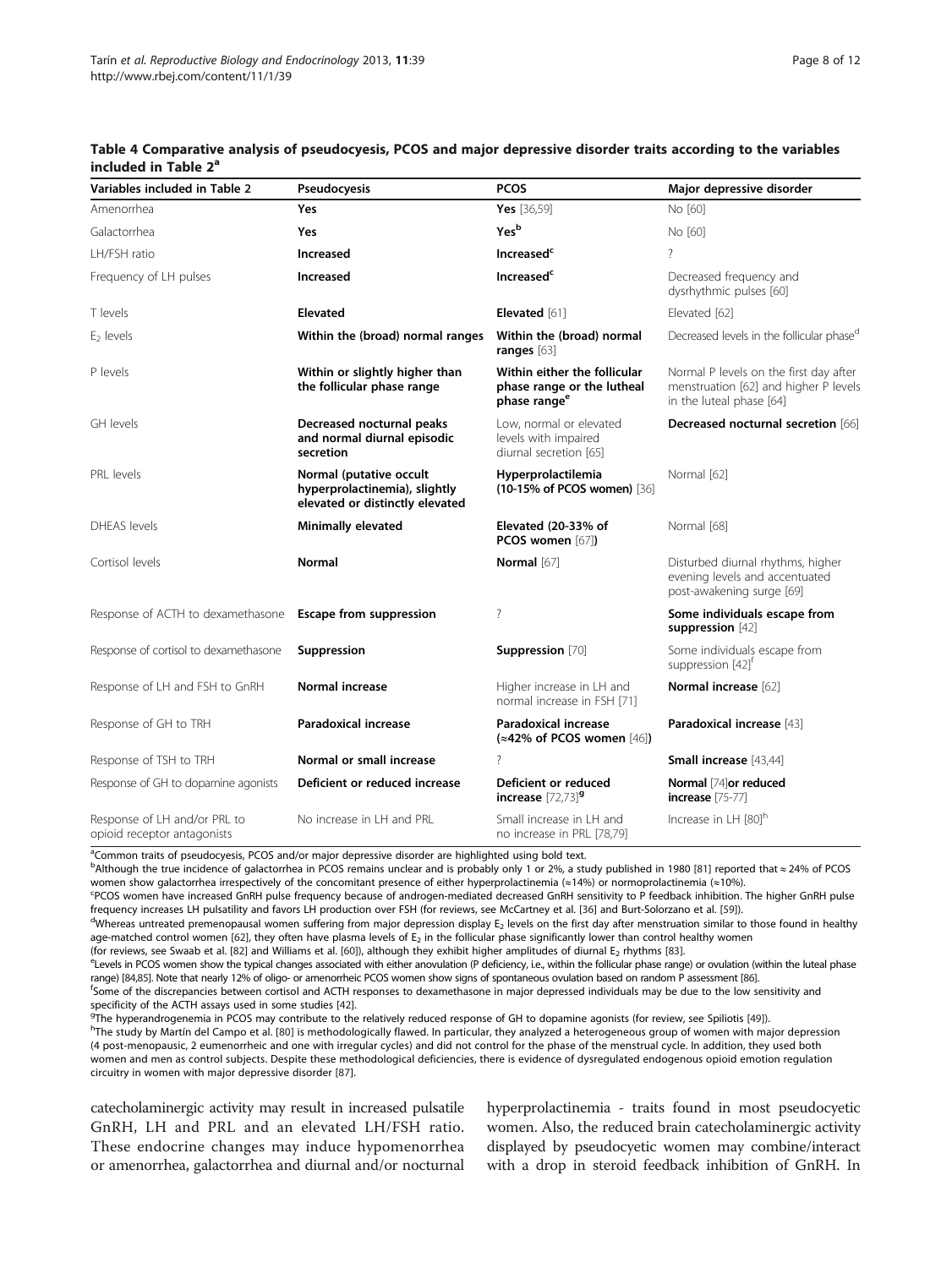**Table 4 Comparative analysis of pseudocyesis, PCOS and major depressive disorder traits according to the variables included in Table 2[a]**

| Variables included in Table 2 | Pseudocyesis | PCOS | Major depressive disorder |
|---|---|---|---|
| Amenorrhea | **Yes** | **Yes** [36,59] | No [60] |
| Galactorrhea | **Yes** | **Yes[b]** | No [60] |
| LH/FSH ratio | **Increased** | **Increased[c]** | ? |
| Frequency of LH pulses | **Increased** | **Increased[c]** | Decreased frequency and dysrhythmic pulses [60] |
| T levels | **Elevated** | **Elevated** [61] | Elevated [62] |
| $E_2$ levels | **Within the (broad) normal ranges** | **Within the (broad) normal ranges** [63] | Decreased levels in the follicular phase[d] |
| P levels | **Within or slightly higher than the follicular phase range** | **Within either the follicular phase range or the lutheal phase range[e]** | Normal P levels on the first day after menstruation [62] and higher P levels in the luteal phase [64] |
| GH levels | **Decreased nocturnal peaks and normal diurnal episodic secretion** | Low, normal or elevated levels with impaired diurnal secretion [65] | **Decreased nocturnal secretion** [66] |
| PRL levels | **Normal (putative occult hyperprolactinemia), slightly elevated or distinctly elevated** | **Hyperprolactilemia (10-15% of PCOS women)** [36] | Normal [62] |
| DHEAS levels | **Minimally elevated** | **Elevated (20-33% of PCOS women** [67]**)** | Normal [68] |
| Cortisol levels | **Normal** | **Normal** [67] | Disturbed diurnal rhythms, higher evening levels and accentuated post-awakening surge [69] |
| Response of ACTH to dexamethasone | **Escape from suppression** | ? | **Some individuals escape from suppression** [42] |
| Response of cortisol to dexamethasone | **Suppression** | **Suppression** [70] | Some individuals escape from suppression [42][f] |
| Response of LH and FSH to GnRH | **Normal increase** | Higher increase in LH and normal increase in FSH [71] | **Normal increase** [62] |
| Response of GH to TRH | **Paradoxical increase** | **Paradoxical increase (≈42% of PCOS women** [46]**)** | **Paradoxical increase** [43] |
| Response of TSH to TRH | **Normal or small increase** | ? | **Small increase** [43,44] |
| Response of GH to dopamine agonists | **Deficient or reduced increase** | **Deficient or reduced increase** [72,73][g] | **Normal** [74] **or reduced increase** [75-77] |
| Response of LH and/or PRL to opioid receptor antagonists | No increase in LH and PRL | Small increase in LH and no increase in PRL [78,79] | Increase in LH [80][h] |

[a]Common traits of pseudocyesis, PCOS and/or major depressive disorder are highlighted using bold text.
[b]Although the true incidence of galactorrhea in PCOS remains unclear and is probably only 1 or 2%, a study published in 1980 [81] reported that ≈ 24% of PCOS women show galactorrhea irrespectively of the concomitant presence of either hyperprolactinemia (≈14%) or normoprolactinemia (≈10%).
[c]PCOS women have increased GnRH pulse frequency because of androgen-mediated decreased GnRH sensitivity to P feedback inhibition. The higher GnRH pulse frequency increases LH pulsatility and favors LH production over FSH (for reviews, see McCartney et al. [36] and Burt-Solorzano et al. [59]).
[d]Whereas untreated premenopausal women suffering from major depression display $E_2$ levels on the first day after menstruation similar to those found in healthy age-matched control women [62], they often have plasma levels of $E_2$ in the follicular phase significantly lower than control healthy women (for reviews, see Swaab et al. [82] and Williams et al. [60]), although they exhibit higher amplitudes of diurnal $E_2$ rhythms [83].
[e]Levels in PCOS women show the typical changes associated with either anovulation (P deficiency, i.e., within the follicular phase range) or ovulation (within the luteal phase range) [84,85]. Note that nearly 12% of oligo- or amenorrheic PCOS women show signs of spontaneous ovulation based on random P assessment [86].
[f]Some of the discrepancies between cortisol and ACTH responses to dexamethasone in major depressed individuals may be due to the low sensitivity and specificity of the ACTH assays used in some studies [42].
[g]The hyperandrogenemia in PCOS may contribute to the relatively reduced response of GH to dopamine agonists (for review, see Spiliotis [49]).
[h]The study by Martín del Campo et al. [80] is methodologically flawed. In particular, they analyzed a heterogeneous group of women with major depression (4 post-menopausic, 2 eumenorrheic and one with irregular cycles) and did not control for the phase of the menstrual cycle. In addition, they used both women and men as control subjects. Despite these methodological deficiencies, there is evidence of dysregulated endogenous opioid emotion regulation circuitry in women with major depressive disorder [87].

catecholaminergic activity may result in increased pulsatile GnRH, LH and PRL and an elevated LH/FSH ratio. These endocrine changes may induce hypomenorrhea or amenorrhea, galactorrhea and diurnal and/or nocturnal hyperprolactinemia - traits found in most pseudocyetic women. Also, the reduced brain catecholaminergic activity displayed by pseudocyetic women may combine/interact with a drop in steroid feedback inhibition of GnRH. In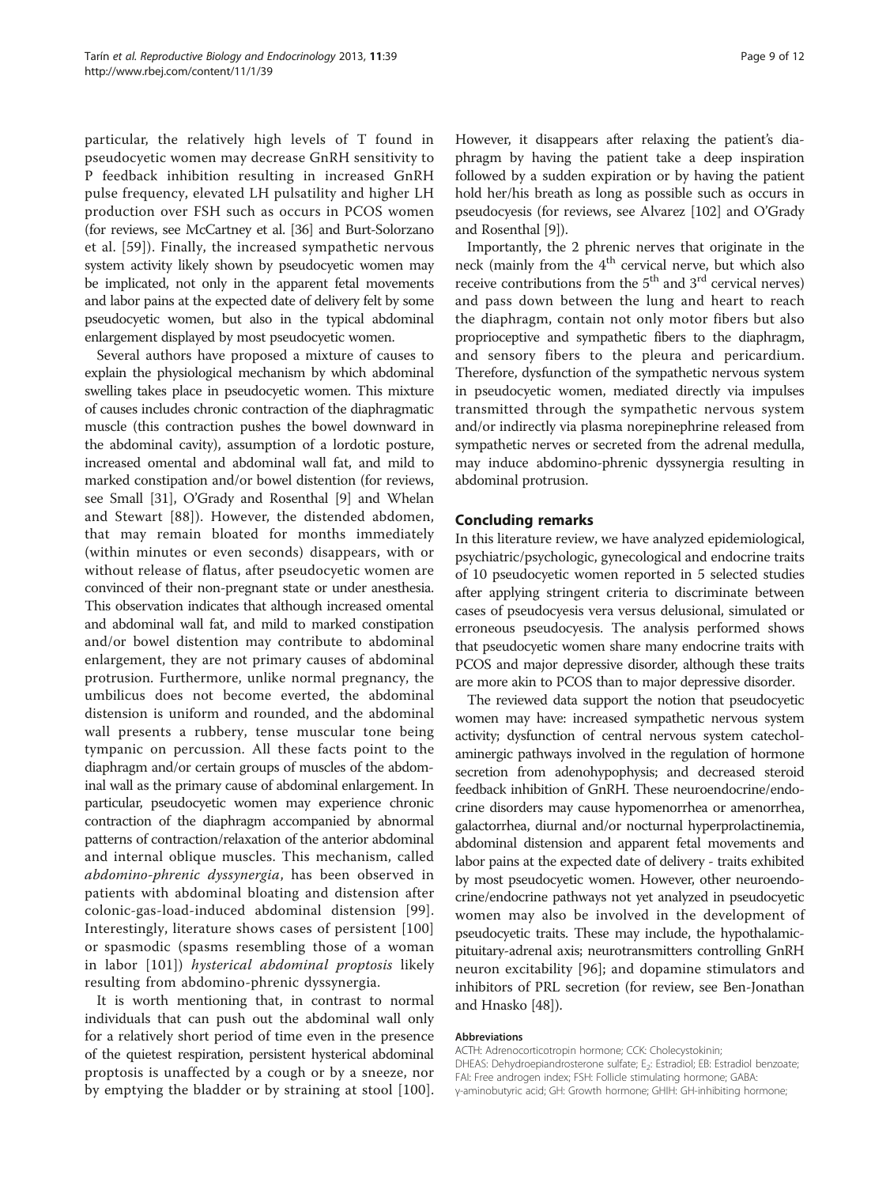particular, the relatively high levels of T found in pseudocyetic women may decrease GnRH sensitivity to P feedback inhibition resulting in increased GnRH pulse frequency, elevated LH pulsatility and higher LH production over FSH such as occurs in PCOS women (for reviews, see McCartney et al. [36] and Burt-Solorzano et al. [59]). Finally, the increased sympathetic nervous system activity likely shown by pseudocyetic women may be implicated, not only in the apparent fetal movements and labor pains at the expected date of delivery felt by some pseudocyetic women, but also in the typical abdominal enlargement displayed by most pseudocyetic women.

Several authors have proposed a mixture of causes to explain the physiological mechanism by which abdominal swelling takes place in pseudocyetic women. This mixture of causes includes chronic contraction of the diaphragmatic muscle (this contraction pushes the bowel downward in the abdominal cavity), assumption of a lordotic posture, increased omental and abdominal wall fat, and mild to marked constipation and/or bowel distention (for reviews, see Small [31], O'Grady and Rosenthal [9] and Whelan and Stewart [88]). However, the distended abdomen, that may remain bloated for months immediately (within minutes or even seconds) disappears, with or without release of flatus, after pseudocyetic women are convinced of their non-pregnant state or under anesthesia. This observation indicates that although increased omental and abdominal wall fat, and mild to marked constipation and/or bowel distention may contribute to abdominal enlargement, they are not primary causes of abdominal protrusion. Furthermore, unlike normal pregnancy, the umbilicus does not become everted, the abdominal distension is uniform and rounded, and the abdominal wall presents a rubbery, tense muscular tone being tympanic on percussion. All these facts point to the diaphragm and/or certain groups of muscles of the abdominal wall as the primary cause of abdominal enlargement. In particular, pseudocyetic women may experience chronic contraction of the diaphragm accompanied by abnormal patterns of contraction/relaxation of the anterior abdominal and internal oblique muscles. This mechanism, called *abdomino-phrenic dyssynergia*, has been observed in patients with abdominal bloating and distension after colonic-gas-load-induced abdominal distension [99]. Interestingly, literature shows cases of persistent [100] or spasmodic (spasms resembling those of a woman in labor [101]) *hysterical abdominal proptosis* likely resulting from abdomino-phrenic dyssynergia.

It is worth mentioning that, in contrast to normal individuals that can push out the abdominal wall only for a relatively short period of time even in the presence of the quietest respiration, persistent hysterical abdominal proptosis is unaffected by a cough or by a sneeze, nor by emptying the bladder or by straining at stool [100]. However, it disappears after relaxing the patient's diaphragm by having the patient take a deep inspiration followed by a sudden expiration or by having the patient hold her/his breath as long as possible such as occurs in pseudocyesis (for reviews, see Alvarez [102] and O'Grady and Rosenthal [9]).

Importantly, the 2 phrenic nerves that originate in the neck (mainly from the 4[th] cervical nerve, but which also receive contributions from the 5[th] and 3[rd] cervical nerves) and pass down between the lung and heart to reach the diaphragm, contain not only motor fibers but also proprioceptive and sympathetic fibers to the diaphragm, and sensory fibers to the pleura and pericardium. Therefore, dysfunction of the sympathetic nervous system in pseudocyetic women, mediated directly via impulses transmitted through the sympathetic nervous system and/or indirectly via plasma norepinephrine released from sympathetic nerves or secreted from the adrenal medulla, may induce abdomino-phrenic dyssynergia resulting in abdominal protrusion.

## Concluding remarks

In this literature review, we have analyzed epidemiological, psychiatric/psychologic, gynecological and endocrine traits of 10 pseudocyetic women reported in 5 selected studies after applying stringent criteria to discriminate between cases of pseudocyesis vera versus delusional, simulated or erroneous pseudocyesis. The analysis performed shows that pseudocyetic women share many endocrine traits with PCOS and major depressive disorder, although these traits are more akin to PCOS than to major depressive disorder.

The reviewed data support the notion that pseudocyetic women may have: increased sympathetic nervous system activity; dysfunction of central nervous system catecholaminergic pathways involved in the regulation of hormone secretion from adenohypophysis; and decreased steroid feedback inhibition of GnRH. These neuroendocrine/endocrine disorders may cause hypomenorrhea or amenorrhea, galactorrhea, diurnal and/or nocturnal hyperprolactinemia, abdominal distension and apparent fetal movements and labor pains at the expected date of delivery - traits exhibited by most pseudocyetic women. However, other neuroendocrine/endocrine pathways not yet analyzed in pseudocyetic women may also be involved in the development of pseudocyetic traits. These may include, the hypothalamic-pituitary-adrenal axis; neurotransmitters controlling GnRH neuron excitability [96]; and dopamine stimulators and inhibitors of PRL secretion (for review, see Ben-Jonathan and Hnasko [48]).

#### Abbreviations

ACTH: Adrenocorticotropin hormone; CCK: Cholecystokinin; DHEAS: Dehydroepiandrosterone sulfate; $E_2$: Estradiol; EB: Estradiol benzoate; FAI: Free androgen index; FSH: Follicle stimulating hormone; GABA: γ-aminobutyric acid; GH: Growth hormone; GHIH: GH-inhibiting hormone;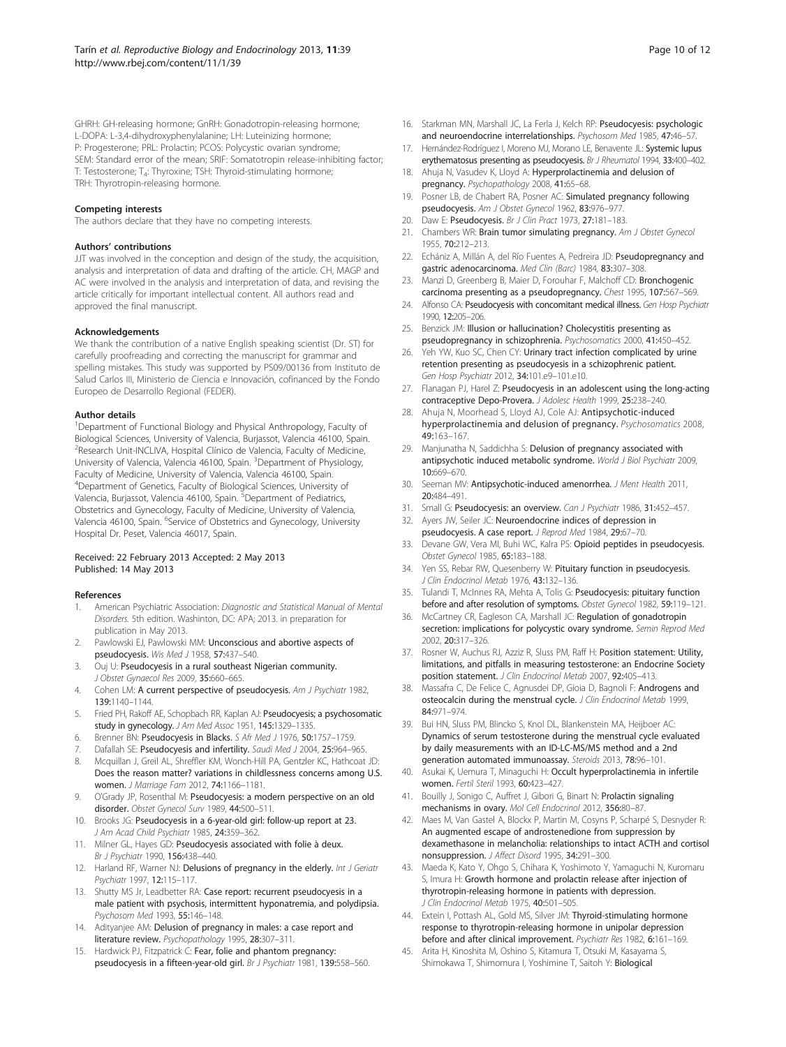GHRH: GH-releasing hormone; GnRH: Gonadotropin-releasing hormone; L-DOPA: L-3,4-dihydroxyphenylalanine; LH: Luteinizing hormone; P: Progesterone; PRL: Prolactin; PCOS: Polycystic ovarian syndrome; SEM: Standard error of the mean; SRIF: Somatotropin release-inhibiting factor; T: Testosterone; $T_4$: Thyroxine; TSH: Thyroid-stimulating hormone; TRH: Thyrotropin-releasing hormone.

#### Competing interests

The authors declare that they have no competing interests.

#### Authors' contributions

JJT was involved in the conception and design of the study, the acquisition, analysis and interpretation of data and drafting of the article. CH, MAGP and AC were involved in the analysis and interpretation of data, and revising the article critically for important intellectual content. All authors read and approved the final manuscript.

#### Acknowledgements

We thank the contribution of a native English speaking scientist (Dr. ST) for carefully proofreading and correcting the manuscript for grammar and spelling mistakes. This study was supported by PS09/00136 from Instituto de Salud Carlos III, Ministerio de Ciencia e Innovación, cofinanced by the Fondo Europeo de Desarrollo Regional (FEDER).

#### Author details

[1]Department of Functional Biology and Physical Anthropology, Faculty of Biological Sciences, University of Valencia, Burjassot, Valencia 46100, Spain. [2]Research Unit-INCLIVA, Hospital Clínico de Valencia, Faculty of Medicine, University of Valencia, Valencia 46100, Spain. [3]Department of Physiology, Faculty of Medicine, University of Valencia, Valencia 46100, Spain. [4]Department of Genetics, Faculty of Biological Sciences, University of Valencia, Burjassot, Valencia 46100, Spain. [5]Department of Pediatrics, Obstetrics and Gynecology, Faculty of Medicine, University of Valencia, Valencia 46100, Spain. [6]Service of Obstetrics and Gynecology, University Hospital Dr. Peset, Valencia 46017, Spain.

Received: 22 February 2013 Accepted: 2 May 2013
Published: 14 May 2013

#### References

1. American Psychiatric Association: *Diagnostic and Statistical Manual of Mental Disorders.* 5th edition. Washinton, DC: APA; 2013. in preparation for publication in May 2013.
2. Pawlowski EJ, Pawlowski MM: **Unconscious and abortive aspects of pseudocyesis.** *Wis Med J* 1958, **57**:437–540.
3. Ouj U: **Pseudocyesis in a rural southeast Nigerian community.** *J Obstet Gynaecol Res* 2009, **35**:660–665.
4. Cohen LM: **A current perspective of pseudocyesis.** *Am J Psychiatr* 1982, **139**:1140–1144.
5. Fried PH, Rakoff AE, Schopbach RR, Kaplan AJ: **Pseudocyesis; a psychosomatic study in gynecology.** *J Am Med Assoc* 1951, **145**:1329–1335.
6. Brenner BN: **Pseudocyesis in Blacks.** *S Afr Med J* 1976, **50**:1757–1759.
7. Dafallah SE: **Pseudocyesis and infertility.** *Saudi Med J* 2004, **25**:964–965.
8. Mcquillan J, Greil AL, Shreffler KM, Wonch-Hill PA, Gentzler KC, Hathcoat JD: **Does the reason matter? variations in childlessness concerns among U.S. women.** *J Marriage Fam* 2012, **74**:1166–1181.
9. O'Grady JP, Rosenthal M: **Pseudocyesis: a modern perspective on an old disorder.** *Obstet Gynecol Surv* 1989, **44**:500–511.
10. Brooks JG: **Pseudocyesis in a 6-year-old girl: follow-up report at 23.** *J Am Acad Child Psychiatr* 1985, **24**:359–362.
11. Milner GL, Hayes GD: **Pseudocyesis associated with folie à deux.** *Br J Psychiatr* 1990, **156**:438–440.
12. Harland RF, Warner NJ: **Delusions of pregnancy in the elderly.** *Int J Geriatr Psychiatr* 1997, **12**:115–117.
13. Shutty MS Jr, Leadbetter RA: **Case report: recurrent pseudocyesis in a male patient with psychosis, intermittent hyponatremia, and polydipsia.** *Psychosom Med* 1993, **55**:146–148.
14. Adityanjee AM: **Delusion of pregnancy in males: a case report and literature review.** *Psychopathology* 1995, **28**:307–311.
15. Hardwick PJ, Fitzpatrick C: **Fear, folie and phantom pregnancy: pseudocyesis in a fifteen-year-old girl.** *Br J Psychiatr* 1981, **139**:558–560.
16. Starkman MN, Marshall JC, La Ferla J, Kelch RP: **Pseudocyesis: psychologic and neuroendocrine interrelationships.** *Psychosom Med* 1985, **47**:46–57.
17. Hernández-Rodríguez I, Moreno MJ, Morano LE, Benavente JL: **Systemic lupus erythematosus presenting as pseudocyesis.** *Br J Rheumatol* 1994, **33**:400–402.
18. Ahuja N, Vasudev K, Lloyd A: **Hyperprolactinemia and delusion of pregnancy.** *Psychopathology* 2008, **41**:65–68.
19. Posner LB, de Chabert RA, Posner AC: **Simulated pregnancy following pseudocyesis.** *Am J Obstet Gynecol* 1962, **83**:976–977.
20. Daw E: **Pseudocyesis.** *Br J Clin Pract* 1973, **27**:181–183.
21. Chambers WR: **Brain tumor simulating pregnancy.** *Am J Obstet Gynecol* 1955, **70**:212–213.
22. Echániz A, Millán A, del Río Fuentes A, Pedreira JD: **Pseudopregnancy and gastric adenocarcinoma.** *Med Clin (Barc)* 1984, **83**:307–308.
23. Manzi D, Greenberg B, Maier D, Forouhar F, Malchoff CD: **Bronchogenic carcinoma presenting as a pseudopregnancy.** *Chest* 1995, **107**:567–569.
24. Alfonso CA: **Pseudocyesis with concomitant medical illness.** *Gen Hosp Psychiatr* 1990, **12**:205–206.
25. Benzick JM: **Illusion or hallucination? Cholecystitis presenting as pseudopregnancy in schizophrenia.** *Psychosomatics* 2000, **41**:450–452.
26. Yeh YW, Kuo SC, Chen CY: **Urinary tract infection complicated by urine retention presenting as pseudocyesis in a schizophrenic patient.** *Gen Hosp Psychiatr* 2012, **34**:101.e9–101.e10.
27. Flanagan PJ, Harel Z: **Pseudocyesis in an adolescent using the long-acting contraceptive Depo-Provera.** *J Adolesc Health* 1999, **25**:238–240.
28. Ahuja N, Moorhead S, Lloyd AJ, Cole AJ: **Antipsychotic-induced hyperprolactinemia and delusion of pregnancy.** *Psychosomatics* 2008, **49**:163–167.
29. Manjunatha N, Saddichha S: **Delusion of pregnancy associated with antipsychotic induced metabolic syndrome.** *World J Biol Psychiatr* 2009, **10**:669–670.
30. Seeman MV: **Antipsychotic-induced amenorrhea.** *J Ment Health* 2011, **20**:484–491.
31. Small G: **Pseudocyesis: an overview.** *Can J Psychiatr* 1986, **31**:452–457.
32. Ayers JW, Seiler JC: **Neuroendocrine indices of depression in pseudocyesis. A case report.** *J Reprod Med* 1984, **29**:67–70.
33. Devane GW, Vera MI, Buhi WC, Kalra PS: **Opioid peptides in pseudocyesis.** *Obstet Gynecol* 1985, **65**:183–188.
34. Yen SS, Rebar RW, Quesenberry W: **Pituitary function in pseudocyesis.** *J Clin Endocrinol Metab* 1976, **43**:132–136.
35. Tulandi T, McInnes RA, Mehta A, Tolis G: **Pseudocyesis: pituitary function before and after resolution of symptoms.** *Obstet Gynecol* 1982, **59**:119–121.
36. McCartney CR, Eagleson CA, Marshall JC: **Regulation of gonadotropin secretion: implications for polycystic ovary syndrome.** *Semin Reprod Med* 2002, **20**:317–326.
37. Rosner W, Auchus RJ, Azziz R, Sluss PM, Raff H: **Position statement: Utility, limitations, and pitfalls in measuring testosterone: an Endocrine Society position statement.** *J Clin Endocrinol Metab* 2007, **92**:405–413.
38. Massafra C, De Felice C, Agnusdei DP, Gioia D, Bagnoli F: **Androgens and osteocalcin during the menstrual cycle.** *J Clin Endocrinol Metab* 1999, **84**:971–974.
39. Bui HN, Sluss PM, Blincko S, Knol DL, Blankenstein MA, Heijboer AC: **Dynamics of serum testosterone during the menstrual cycle evaluated by daily measurements with an ID-LC-MS/MS method and a 2nd generation automated immunoassay.** *Steroids* 2013, **78**:96–101.
40. Asukai K, Uemura T, Minaguchi H: **Occult hyperprolactinemia in infertile women.** *Fertil Steril* 1993, **60**:423–427.
41. Bouilly J, Sonigo C, Auffret J, Gibori G, Binart N: **Prolactin signaling mechanisms in ovary.** *Mol Cell Endocrinol* 2012, **356**:80–87.
42. Maes M, Van Gastel A, Blockx P, Martin M, Cosyns P, Scharpé S, Desnyder R: **An augmented escape of androstenedione from suppression by dexamethasone in melancholia: relationships to intact ACTH and cortisol nonsuppression.** *J Affect Disord* 1995, **34**:291–300.
43. Maeda K, Kato Y, Ohgo S, Chihara K, Yoshimoto Y, Yamaguchi N, Kuromaru S, Imura H: **Growth hormone and prolactin release after injection of thyrotropin-releasing hormone in patients with depression.** *J Clin Endocrinol Metab* 1975, **40**:501–505.
44. Extein I, Pottash AL, Gold MS, Silver JM: **Thyroid-stimulating hormone response to thyrotropin-releasing hormone in unipolar depression before and after clinical improvement.** *Psychiatr Res* 1982, **6**:161–169.
45. Arita H, Kinoshita M, Oshino S, Kitamura T, Otsuki M, Kasayama S, Shimokawa T, Shimomura I, Yoshimine T, Saitoh Y: **Biological**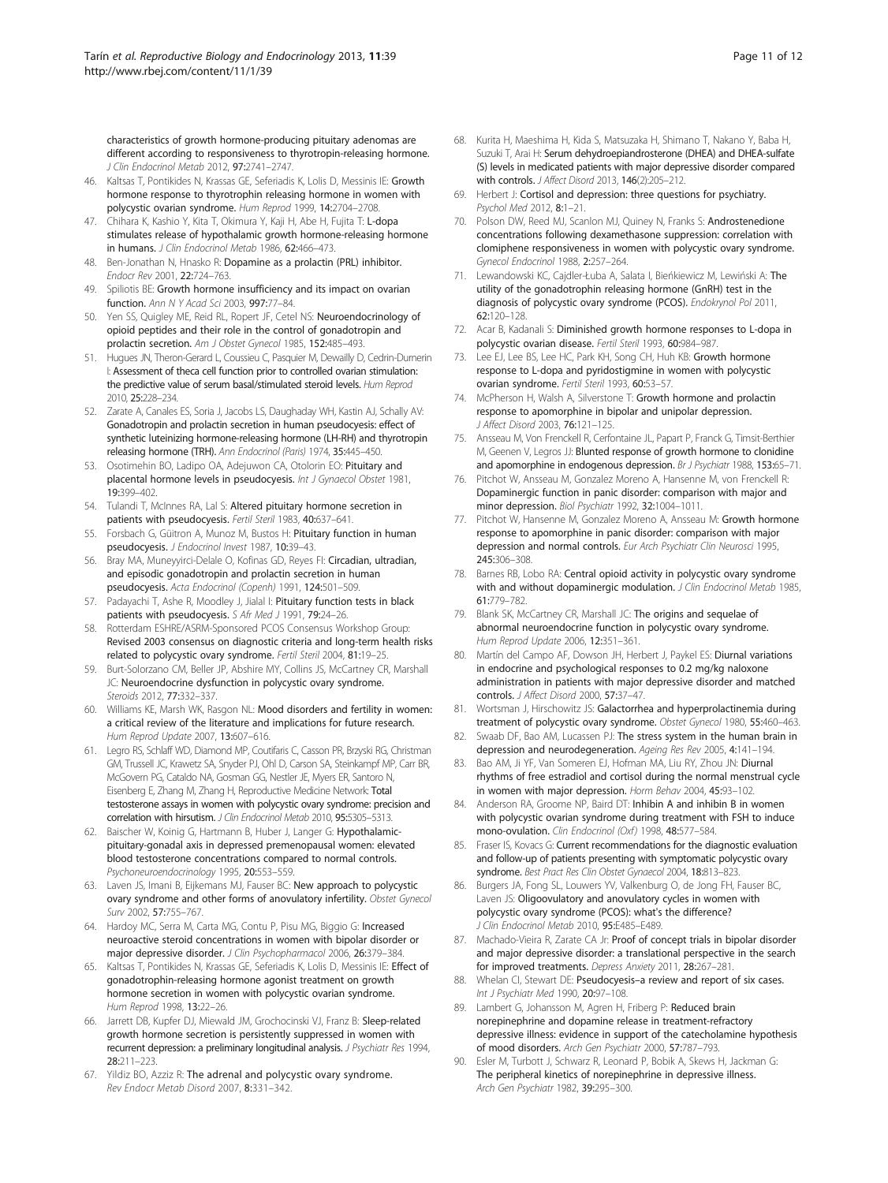characteristics of growth hormone-producing pituitary adenomas are different according to responsiveness to thyrotropin-releasing hormone. *J Clin Endocrinol Metab* 2012, 97:2741–2747.

46. Kaltsas T, Pontikides N, Krassas GE, Seferiadis K, Lolis D, Messinis IE: Growth hormone response to thyrotrophin releasing hormone in women with polycystic ovarian syndrome. *Hum Reprod* 1999, 14:2704–2708.
47. Chihara K, Kashio Y, Kita T, Okimura Y, Kaji H, Abe H, Fujita T: L-dopa stimulates release of hypothalamic growth hormone-releasing hormone in humans. *J Clin Endocrinol Metab* 1986, 62:466–473.
48. Ben-Jonathan N, Hnasko R: Dopamine as a prolactin (PRL) inhibitor. *Endocr Rev* 2001, 22:724–763.
49. Spiliotis BE: Growth hormone insufficiency and its impact on ovarian function. *Ann N Y Acad Sci* 2003, 997:77–84.
50. Yen SS, Quigley ME, Reid RL, Ropert JF, Cetel NS: Neuroendocrinology of opioid peptides and their role in the control of gonadotropin and prolactin secretion. *Am J Obstet Gynecol* 1985, 152:485–493.
51. Hugues JN, Theron-Gerard L, Coussieu C, Pasquier M, Dewailly D, Cedrin-Durnerin I: Assessment of theca cell function prior to controlled ovarian stimulation: the predictive value of serum basal/stimulated steroid levels. *Hum Reprod* 2010, 25:228–234.
52. Zarate A, Canales ES, Soria J, Jacobs LS, Daughaday WH, Kastin AJ, Schally AV: Gonadotropin and prolactin secretion in human pseudocyesis: effect of synthetic luteinizing hormone-releasing hormone (LH-RH) and thyrotropin releasing hormone (TRH). *Ann Endocrinol (Paris)* 1974, 35:445–450.
53. Osotimehin BO, Ladipo OA, Adejuwon CA, Otolorin EO: Pituitary and placental hormone levels in pseudocyesis. *Int J Gynaecol Obstet* 1981, 19:399–402.
54. Tulandi T, McInnes RA, Lal S: Altered pituitary hormone secretion in patients with pseudocyesis. *Fertil Steril* 1983, 40:637–641.
55. Forsbach G, Güitron A, Munoz M, Bustos H: Pituitary function in human pseudocyesis. *J Endocrinol Invest* 1987, 10:39–43.
56. Bray MA, Muneyyirci-Delale O, Kofinas GD, Reyes FI: Circadian, ultradian, and episodic gonadotropin and prolactin secretion in human pseudocyesis. *Acta Endocrinol (Copenh)* 1991, 124:501–509.
57. Padayachi T, Ashe R, Moodley J, Jialal I: Pituitary function tests in black patients with pseudocyesis. *S Afr Med J* 1991, 79:24–26.
58. Rotterdam ESHRE/ASRM-Sponsored PCOS Consensus Workshop Group: Revised 2003 consensus on diagnostic criteria and long-term health risks related to polycystic ovary syndrome. *Fertil Steril* 2004, 81:19–25.
59. Burt-Solorzano CM, Beller JP, Abshire MY, Collins JS, McCartney CR, Marshall JC: Neuroendocrine dysfunction in polycystic ovary syndrome. *Steroids* 2012, 77:332–337.
60. Williams KE, Marsh WK, Rasgon NL: Mood disorders and fertility in women: a critical review of the literature and implications for future research. *Hum Reprod Update* 2007, 13:607–616.
61. Legro RS, Schlaff WD, Diamond MP, Coutifaris C, Casson PR, Brzyski RG, Christman GM, Trussell JC, Krawetz SA, Snyder PJ, Ohl D, Carson SA, Steinkampf MP, Carr BR, McGovern PG, Cataldo NA, Gosman GG, Nestler JE, Myers ER, Santoro N, Eisenberg E, Zhang M, Zhang H, Reproductive Medicine Network: Total testosterone assays in women with polycystic ovary syndrome: precision and correlation with hirsutism. *J Clin Endocrinol Metab* 2010, 95:5305–5313.
62. Baischer W, Koinig G, Hartmann B, Huber J, Langer G: Hypothalamic-pituitary-gonadal axis in depressed premenopausal women: elevated blood testosterone concentrations compared to normal controls. *Psychoneuroendocrinology* 1995, 20:553–559.
63. Laven JS, Imani B, Eijkemans MJ, Fauser BC: New approach to polycystic ovary syndrome and other forms of anovulatory infertility. *Obstet Gynecol Surv* 2002, 57:755–767.
64. Hardoy MC, Serra M, Carta MG, Contu P, Pisu MG, Biggio G: Increased neuroactive steroid concentrations in women with bipolar disorder or major depressive disorder. *J Clin Psychopharmacol* 2006, 26:379–384.
65. Kaltsas T, Pontikides N, Krassas GE, Seferiadis K, Lolis D, Messinis IE: Effect of gonadotrophin-releasing hormone agonist treatment on growth hormone secretion in women with polycystic ovarian syndrome. *Hum Reprod* 1998, 13:22–26.
66. Jarrett DB, Kupfer DJ, Miewald JM, Grochocinski VJ, Franz B: Sleep-related growth hormone secretion is persistently suppressed in women with recurrent depression: a preliminary longitudinal analysis. *J Psychiatr Res* 1994, 28:211–223.
67. Yildiz BO, Azziz R: The adrenal and polycystic ovary syndrome. *Rev Endocr Metab Disord* 2007, 8:331–342.
68. Kurita H, Maeshima H, Kida S, Matsuzaka H, Shimano T, Nakano Y, Baba H, Suzuki T, Arai H: Serum dehydroepiandrosterone (DHEA) and DHEA-sulfate (S) levels in medicated patients with major depressive disorder compared with controls. *J Affect Disord* 2013, 146(2):205–212.
69. Herbert J: Cortisol and depression: three questions for psychiatry. *Psychol Med* 2012, 8:1–21.
70. Polson DW, Reed MJ, Scanlon MJ, Quiney N, Franks S: Androstenedione concentrations following dexamethasone suppression: correlation with clomiphene responsiveness in women with polycystic ovary syndrome. *Gynecol Endocrinol* 1988, 2:257–264.
71. Lewandowski KC, Cajdler-Łuba A, Salata I, Bieńkiewicz M, Lewiński A: The utility of the gonadotrophin releasing hormone (GnRH) test in the diagnosis of polycystic ovary syndrome (PCOS). *Endokrynol Pol* 2011, 62:120–128.
72. Acar B, Kadanali S: Diminished growth hormone responses to L-dopa in polycystic ovarian disease. *Fertil Steril* 1993, 60:984–987.
73. Lee EJ, Lee BS, Lee HC, Park KH, Song CH, Huh KB: Growth hormone response to L-dopa and pyridostigmine in women with polycystic ovarian syndrome. *Fertil Steril* 1993, 60:53–57.
74. McPherson H, Walsh A, Silverstone T: Growth hormone and prolactin response to apomorphine in bipolar and unipolar depression. *J Affect Disord* 2003, 76:121–125.
75. Ansseau M, Von Frenckell R, Cerfontaine JL, Papart P, Franck G, Timsit-Berthier M, Geenen V, Legros JJ: Blunted response of growth hormone to clonidine and apomorphine in endogenous depression. *Br J Psychiatr* 1988, 153:65–71.
76. Pitchot W, Ansseau M, Gonzalez Moreno A, Hansenne M, von Frenckell R: Dopaminergic function in panic disorder: comparison with major and minor depression. *Biol Psychiatr* 1992, 32:1004–1011.
77. Pitchot W, Hansenne M, Gonzalez Moreno A, Ansseau M: Growth hormone response to apomorphine in panic disorder: comparison with major depression and normal controls. *Eur Arch Psychiatr Clin Neurosci* 1995, 245:306–308.
78. Barnes RB, Lobo RA: Central opioid activity in polycystic ovary syndrome with and without dopaminergic modulation. *J Clin Endocrinol Metab* 1985, 61:779–782.
79. Blank SK, McCartney CR, Marshall JC: The origins and sequelae of abnormal neuroendocrine function in polycystic ovary syndrome. *Hum Reprod Update* 2006, 12:351–361.
80. Martín del Campo AF, Dowson JH, Herbert J, Paykel ES: Diurnal variations in endocrine and psychological responses to 0.2 mg/kg naloxone administration in patients with major depressive disorder and matched controls. *J Affect Disord* 2000, 57:37–47.
81. Wortsman J, Hirschowitz JS: Galactorrhea and hyperprolactinemia during treatment of polycystic ovary syndrome. *Obstet Gynecol* 1980, 55:460–463.
82. Swaab DF, Bao AM, Lucassen PJ: The stress system in the human brain in depression and neurodegeneration. *Ageing Res Rev* 2005, 4:141–194.
83. Bao AM, Ji YF, Van Someren EJ, Hofman MA, Liu RY, Zhou JN: Diurnal rhythms of free estradiol and cortisol during the normal menstrual cycle in women with major depression. *Horm Behav* 2004, 45:93–102.
84. Anderson RA, Groome NP, Baird DT: Inhibin A and inhibin B in women with polycystic ovarian syndrome during treatment with FSH to induce mono-ovulation. *Clin Endocrinol (Oxf)* 1998, 48:577–584.
85. Fraser IS, Kovacs G: Current recommendations for the diagnostic evaluation and follow-up of patients presenting with symptomatic polycystic ovary syndrome. *Best Pract Res Clin Obstet Gynaecol* 2004, 18:813–823.
86. Burgers JA, Fong SL, Louwers YV, Valkenburg O, de Jong FH, Fauser BC, Laven JS: Oligoovulatory and anovulatory cycles in women with polycystic ovary syndrome (PCOS): what's the difference? *J Clin Endocrinol Metab* 2010, 95:E485–E489.
87. Machado-Vieira R, Zarate CA Jr: Proof of concept trials in bipolar disorder and major depressive disorder: a translational perspective in the search for improved treatments. *Depress Anxiety* 2011, 28:267–281.
88. Whelan CI, Stewart DE: Pseudocyesis–a review and report of six cases. *Int J Psychiatr Med* 1990, 20:97–108.
89. Lambert G, Johansson M, Agren H, Friberg P: Reduced brain norepinephrine and dopamine release in treatment-refractory depressive illness: evidence in support of the catecholamine hypothesis of mood disorders. *Arch Gen Psychiatr* 2000, 57:787–793.
90. Esler M, Turbott J, Schwarz R, Leonard P, Bobik A, Skews H, Jackman G: The peripheral kinetics of norepinephrine in depressive illness. *Arch Gen Psychiatr* 1982, 39:295–300.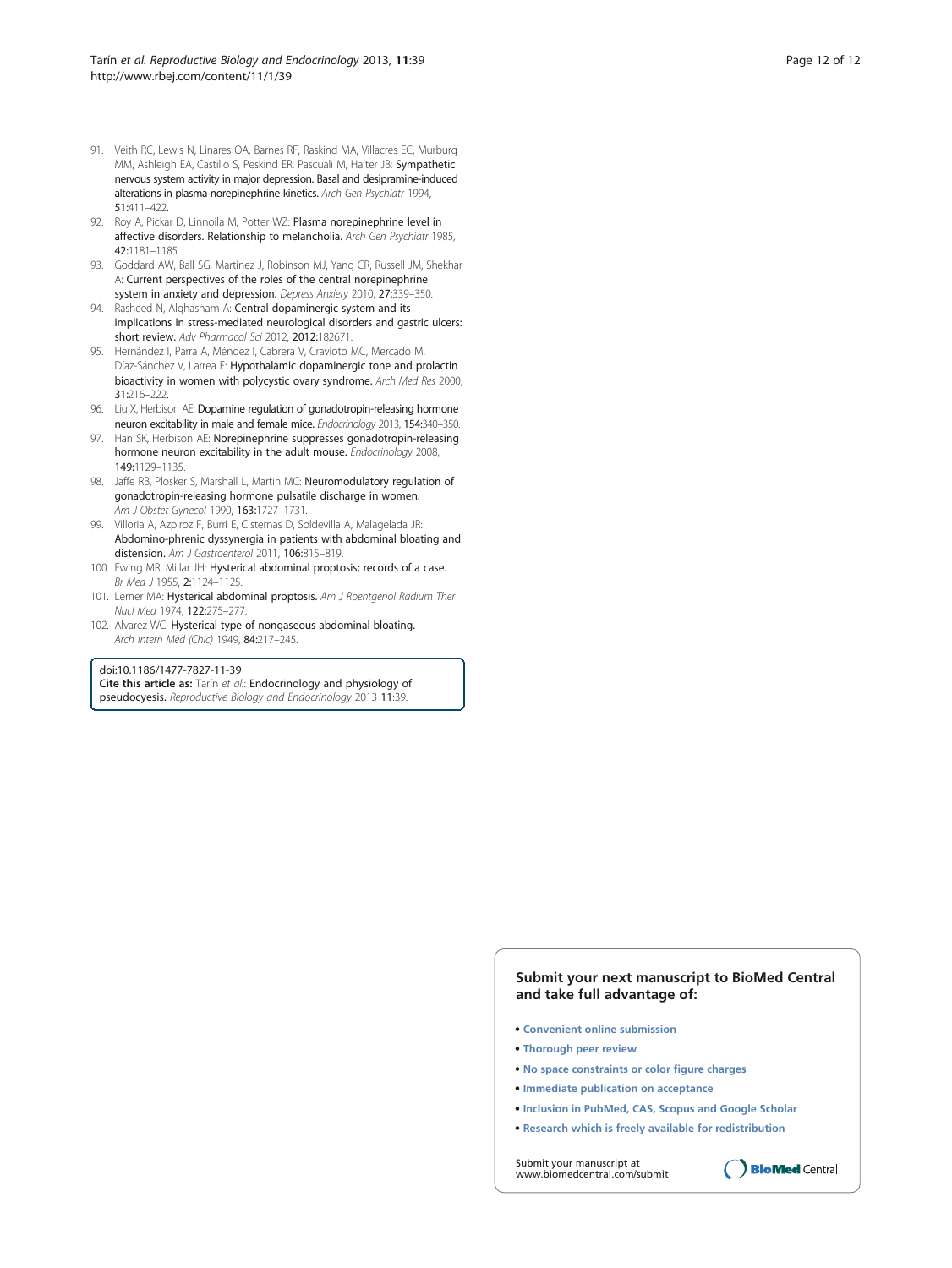91. Veith RC, Lewis N, Linares OA, Barnes RF, Raskind MA, Villacres EC, Murburg MM, Ashleigh EA, Castillo S, Peskind ER, Pascuali M, Halter JB: **Sympathetic nervous system activity in major depression. Basal and desipramine-induced alterations in plasma norepinephrine kinetics.** *Arch Gen Psychiatr* 1994, **51**:411–422.
92. Roy A, Pickar D, Linnoila M, Potter WZ: **Plasma norepinephrine level in affective disorders. Relationship to melancholia.** *Arch Gen Psychiatr* 1985, **42**:1181–1185.
93. Goddard AW, Ball SG, Martinez J, Robinson MJ, Yang CR, Russell JM, Shekhar A: **Current perspectives of the roles of the central norepinephrine system in anxiety and depression.** *Depress Anxiety* 2010, **27**:339–350.
94. Rasheed N, Alghasham A: **Central dopaminergic system and its implications in stress-mediated neurological disorders and gastric ulcers: short review.** *Adv Pharmacol Sci* 2012, **2012**:182671.
95. Hernández I, Parra A, Méndez I, Cabrera V, Cravioto MC, Mercado M, Díaz-Sánchez V, Larrea F: **Hypothalamic dopaminergic tone and prolactin bioactivity in women with polycystic ovary syndrome.** *Arch Med Res* 2000, **31**:216–222.
96. Liu X, Herbison AE: **Dopamine regulation of gonadotropin-releasing hormone neuron excitability in male and female mice.** *Endocrinology* 2013, **154**:340–350.
97. Han SK, Herbison AE: **Norepinephrine suppresses gonadotropin-releasing hormone neuron excitability in the adult mouse.** *Endocrinology* 2008, **149**:1129–1135.
98. Jaffe RB, Plosker S, Marshall L, Martin MC: **Neuromodulatory regulation of gonadotropin-releasing hormone pulsatile discharge in women.** *Am J Obstet Gynecol* 1990, **163**:1727–1731.
99. Villoria A, Azpiroz F, Burri E, Cisternas D, Soldevilla A, Malagelada JR: **Abdomino-phrenic dyssynergia in patients with abdominal bloating and distension.** *Am J Gastroenterol* 2011, **106**:815–819.
100. Ewing MR, Millar JH: **Hysterical abdominal proptosis; records of a case.** *Br Med J* 1955, **2**:1124–1125.
101. Lerner MA: **Hysterical abdominal proptosis.** *Am J Roentgenol Radium Ther Nucl Med* 1974, **122**:275–277.
102. Alvarez WC: **Hysterical type of nongaseous abdominal bloating.** *Arch Intern Med (Chic)* 1949, **84**:217–245.

doi:10.1186/1477-7827-11-39
**Cite this article as:** Tarín *et al.*: Endocrinology and physiology of pseudocyesis. *Reproductive Biology and Endocrinology* 2013 **11**:39.

**Submit your next manuscript to BioMed Central and take full advantage of:**

- **Convenient online submission**
- **Thorough peer review**
- **No space constraints or color figure charges**
- **Immediate publication on acceptance**
- **Inclusion in PubMed, CAS, Scopus and Google Scholar**
- **Research which is freely available for redistribution**

Submit your manuscript at
www.biomedcentral.com/submit

BioMed Central